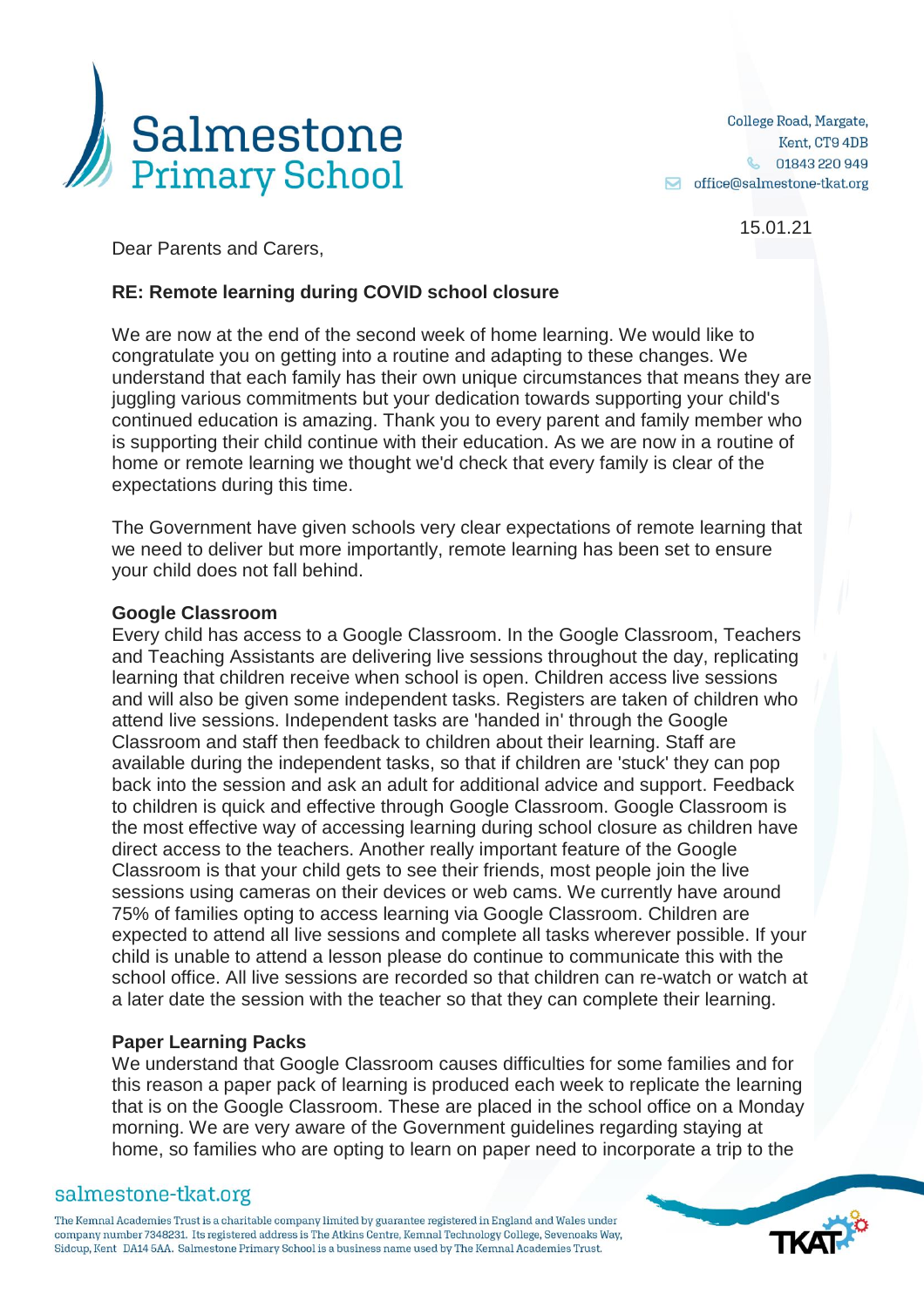# Salmestone Primary School

College Road, Margate,
Kent, CT9 4DB
01843 220 949
office@salmestone-tkat.org

15.01.21

Dear Parents and Carers,

**RE: Remote learning during COVID school closure**

We are now at the end of the second week of home learning. We would like to congratulate you on getting into a routine and adapting to these changes. We understand that each family has their own unique circumstances that means they are juggling various commitments but your dedication towards supporting your child's continued education is amazing. Thank you to every parent and family member who is supporting their child continue with their education. As we are now in a routine of home or remote learning we thought we'd check that every family is clear of the expectations during this time.

The Government have given schools very clear expectations of remote learning that we need to deliver but more importantly, remote learning has been set to ensure your child does not fall behind.

**Google Classroom**

Every child has access to a Google Classroom. In the Google Classroom, Teachers and Teaching Assistants are delivering live sessions throughout the day, replicating learning that children receive when school is open. Children access live sessions and will also be given some independent tasks. Registers are taken of children who attend live sessions. Independent tasks are 'handed in' through the Google Classroom and staff then feedback to children about their learning. Staff are available during the independent tasks, so that if children are 'stuck' they can pop back into the session and ask an adult for additional advice and support. Feedback to children is quick and effective through Google Classroom. Google Classroom is the most effective way of accessing learning during school closure as children have direct access to the teachers. Another really important feature of the Google Classroom is that your child gets to see their friends, most people join the live sessions using cameras on their devices or web cams. We currently have around 75% of families opting to access learning via Google Classroom. Children are expected to attend all live sessions and complete all tasks wherever possible. If your child is unable to attend a lesson please do continue to communicate this with the school office. All live sessions are recorded so that children can re-watch or watch at a later date the session with the teacher so that they can complete their learning.

**Paper Learning Packs**

We understand that Google Classroom causes difficulties for some families and for this reason a paper pack of learning is produced each week to replicate the learning that is on the Google Classroom. These are placed in the school office on a Monday morning. We are very aware of the Government guidelines regarding staying at home, so families who are opting to learn on paper need to incorporate a trip to the

salmestone-tkat.org

The Kemnal Academies Trust is a charitable company limited by guarantee registered in England and Wales under company number 7348231. Its registered address is The Atkins Centre, Kemnal Technology College, Sevenoaks Way, Sidcup, Kent DA14 5AA. Salmestone Primary School is a business name used by The Kemnal Academies Trust.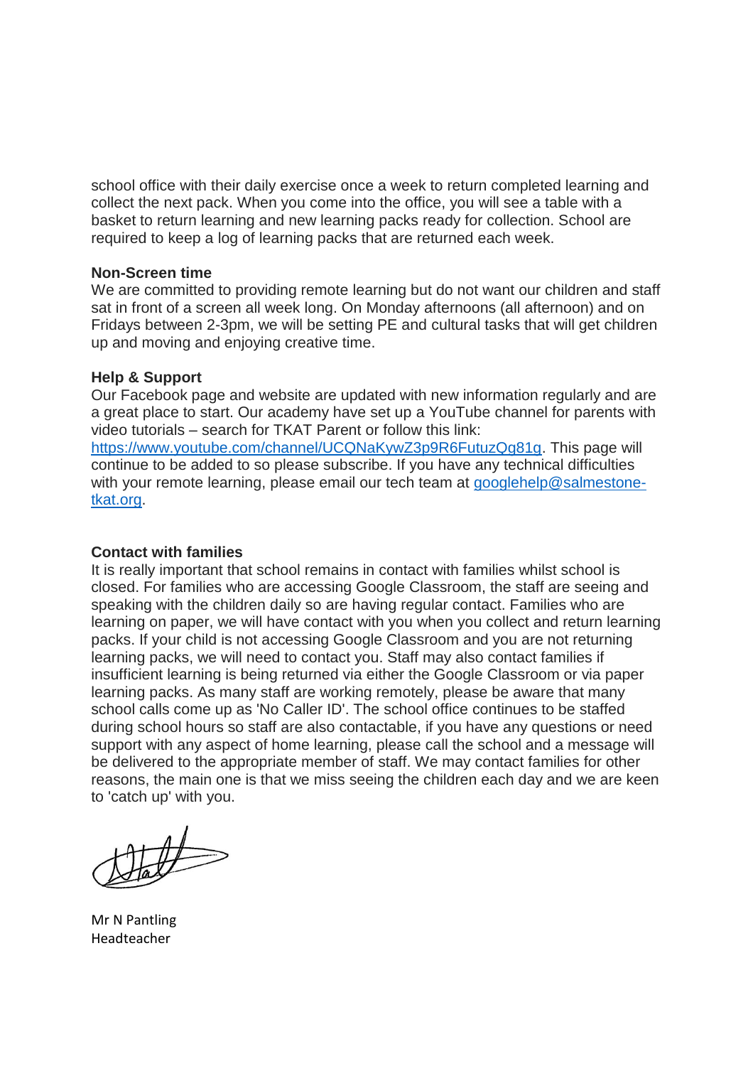school office with their daily exercise once a week to return completed learning and collect the next pack. When you come into the office, you will see a table with a basket to return learning and new learning packs ready for collection. School are required to keep a log of learning packs that are returned each week.

**Non-Screen time**

We are committed to providing remote learning but do not want our children and staff sat in front of a screen all week long. On Monday afternoons (all afternoon) and on Fridays between 2-3pm, we will be setting PE and cultural tasks that will get children up and moving and enjoying creative time.

**Help & Support**

Our Facebook page and website are updated with new information regularly and are a great place to start. Our academy have set up a YouTube channel for parents with video tutorials – search for TKAT Parent or follow this link: [https://www.youtube.com/channel/UCQNaKywZ3p9R6FutuzQg81g](https://www.youtube.com/channel/UCQNaKywZ3p9R6FutuzQg81g). This page will continue to be added to so please subscribe. If you have any technical difficulties with your remote learning, please email our tech team at [googlehelp@salmestone-tkat.org](mailto:googlehelp@salmestone-tkat.org).

**Contact with families**

It is really important that school remains in contact with families whilst school is closed. For families who are accessing Google Classroom, the staff are seeing and speaking with the children daily so are having regular contact. Families who are learning on paper, we will have contact with you when you collect and return learning packs. If your child is not accessing Google Classroom and you are not returning learning packs, we will need to contact you. Staff may also contact families if insufficient learning is being returned via either the Google Classroom or via paper learning packs. As many staff are working remotely, please be aware that many school calls come up as 'No Caller ID'. The school office continues to be staffed during school hours so staff are also contactable, if you have any questions or need support with any aspect of home learning, please call the school and a message will be delivered to the appropriate member of staff. We may contact families for other reasons, the main one is that we miss seeing the children each day and we are keen to 'catch up' with you.

Mr N Pantling
Headteacher